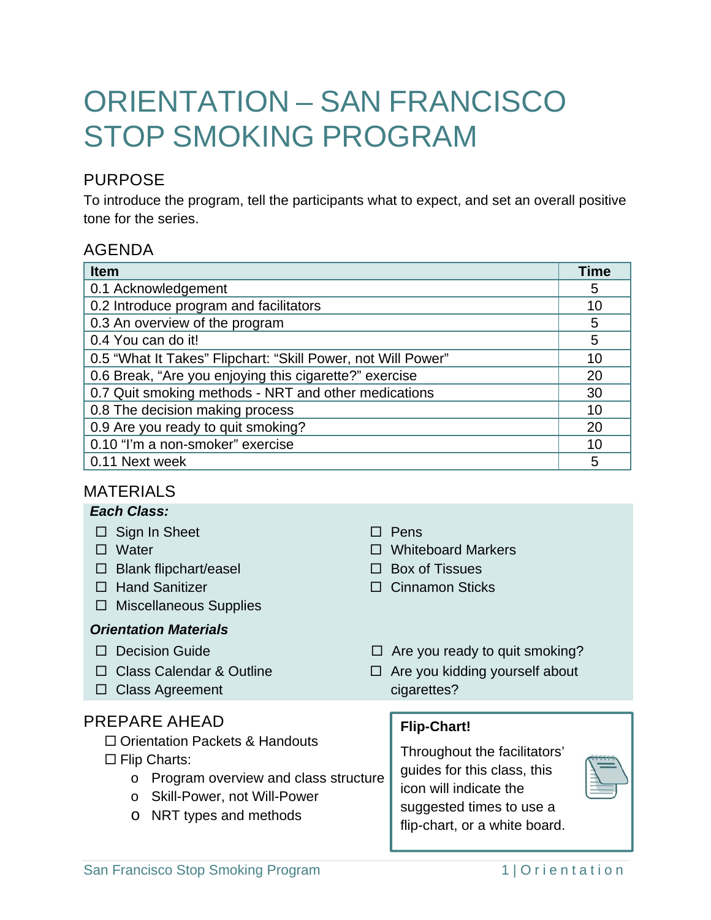# ORIENTATION – SAN FRANCISCO STOP SMOKING PROGRAM

## PURPOSE

To introduce the program, tell the participants what to expect, and set an overall positive tone for the series.

## AGENDA

| Item | Time |
|---|---|
| 0.1 Acknowledgement | 5 |
| 0.2 Introduce program and facilitators | 10 |
| 0.3 An overview of the program | 5 |
| 0.4 You can do it! | 5 |
| 0.5 "What It Takes" Flipchart: "Skill Power, not Will Power" | 10 |
| 0.6 Break, "Are you enjoying this cigarette?" exercise | 20 |
| 0.7 Quit smoking methods - NRT and other medications | 30 |
| 0.8 The decision making process | 10 |
| 0.9 Are you ready to quit smoking? | 20 |
| 0.10 "I'm a non-smoker" exercise | 10 |
| 0.11 Next week | 5 |

## MATERIALS

***Each Class:***

- ☐ Sign In Sheet
- ☐ Water
- ☐ Blank flipchart/easel
- ☐ Hand Sanitizer
- ☐ Miscellaneous Supplies
- ☐ Pens
- ☐ Whiteboard Markers
- ☐ Box of Tissues
- ☐ Cinnamon Sticks

***Orientation Materials***

- ☐ Decision Guide
- ☐ Class Calendar & Outline
- ☐ Class Agreement
- ☐ Are you ready to quit smoking?
- ☐ Are you kidding yourself about cigarettes?

## PREPARE AHEAD

- ☐ Orientation Packets & Handouts
- ☐ Flip Charts:
  - Program overview and class structure
  - Skill-Power, not Will-Power
  - NRT types and methods

**Flip-Chart!**

Throughout the facilitators' guides for this class, this icon will indicate the suggested times to use a flip-chart, or a white board.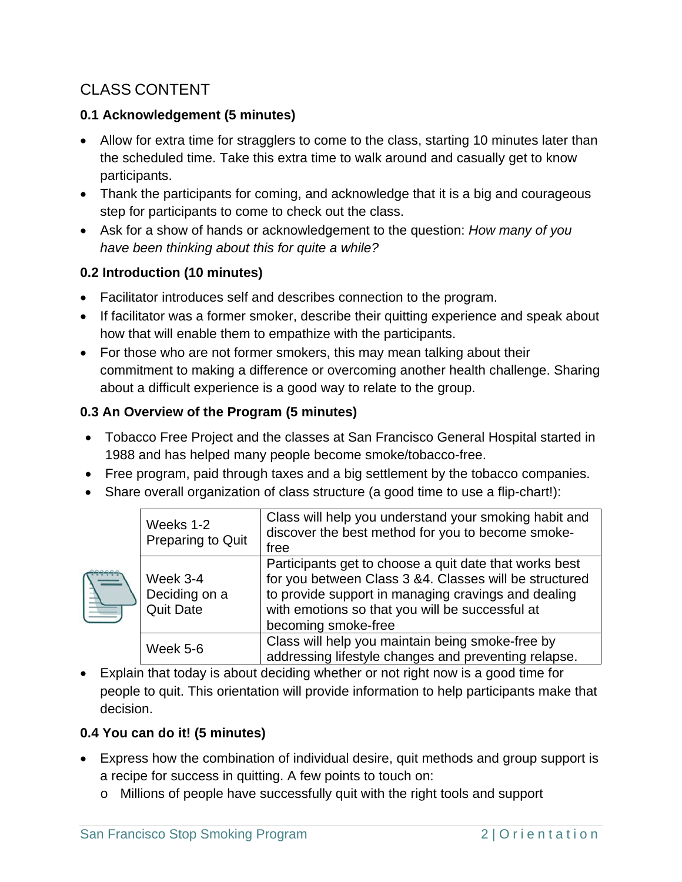## CLASS CONTENT

### 0.1 Acknowledgement (5 minutes)

- Allow for extra time for stragglers to come to the class, starting 10 minutes later than the scheduled time. Take this extra time to walk around and casually get to know participants.
- Thank the participants for coming, and acknowledge that it is a big and courageous step for participants to come to check out the class.
- Ask for a show of hands or acknowledgement to the question: *How many of you have been thinking about this for quite a while?*

### 0.2 Introduction (10 minutes)

- Facilitator introduces self and describes connection to the program.
- If facilitator was a former smoker, describe their quitting experience and speak about how that will enable them to empathize with the participants.
- For those who are not former smokers, this may mean talking about their commitment to making a difference or overcoming another health challenge. Sharing about a difficult experience is a good way to relate to the group.

### 0.3 An Overview of the Program (5 minutes)

- Tobacco Free Project and the classes at San Francisco General Hospital started in 1988 and has helped many people become smoke/tobacco-free.
- Free program, paid through taxes and a big settlement by the tobacco companies.
- Share overall organization of class structure (a good time to use a flip-chart!):

| | |
|---|---|
| Weeks 1-2 Preparing to Quit | Class will help you understand your smoking habit and discover the best method for you to become smoke-free |
| Week 3-4 Deciding on a Quit Date | Participants get to choose a quit date that works best for you between Class 3 &4. Classes will be structured to provide support in managing cravings and dealing with emotions so that you will be successful at becoming smoke-free |
| Week 5-6 | Class will help you maintain being smoke-free by addressing lifestyle changes and preventing relapse. |

- Explain that today is about deciding whether or not right now is a good time for people to quit. This orientation will provide information to help participants make that decision.

### 0.4 You can do it! (5 minutes)

- Express how the combination of individual desire, quit methods and group support is a recipe for success in quitting. A few points to touch on:
  - Millions of people have successfully quit with the right tools and support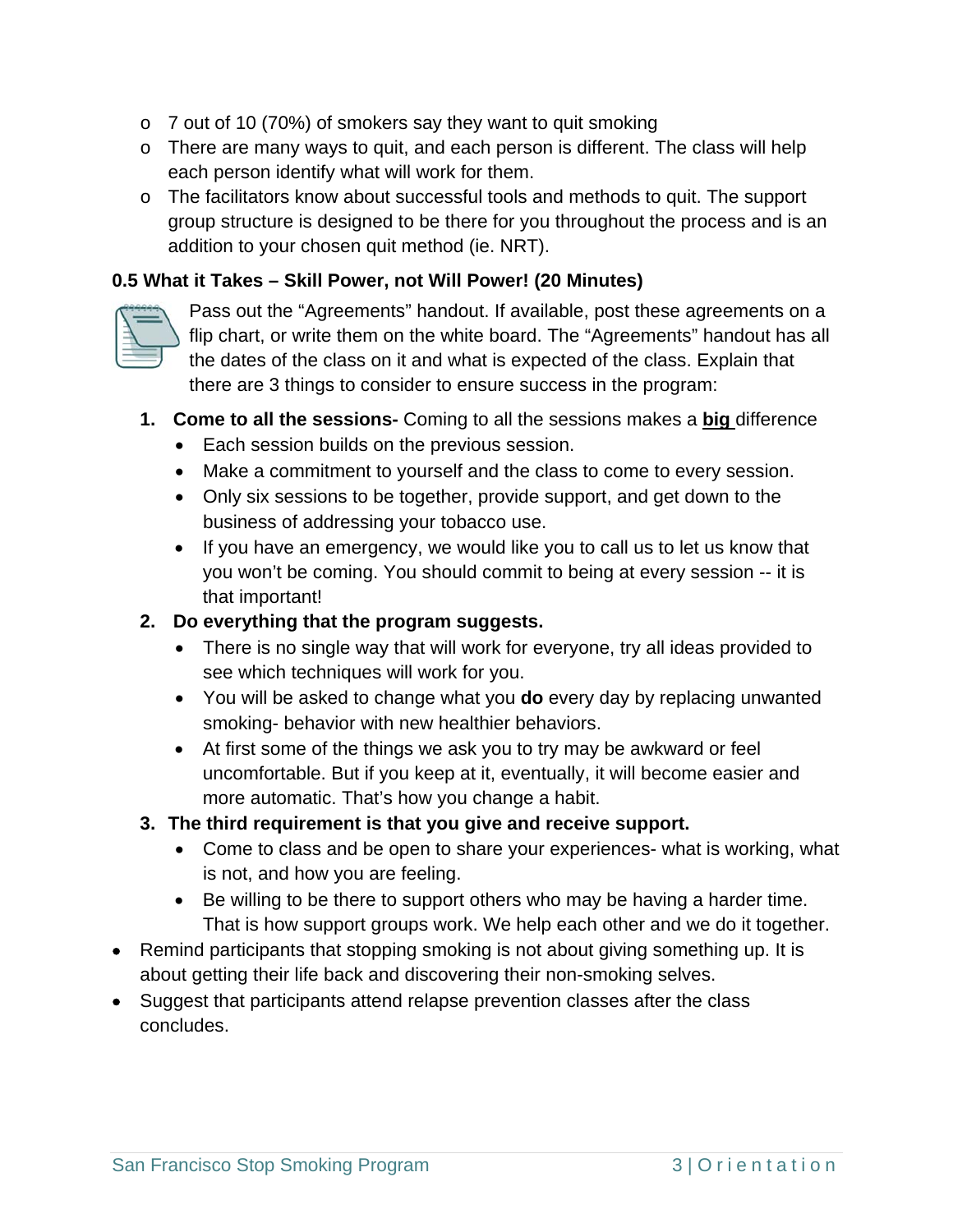- 7 out of 10 (70%) of smokers say they want to quit smoking
- There are many ways to quit, and each person is different. The class will help each person identify what will work for them.
- The facilitators know about successful tools and methods to quit. The support group structure is designed to be there for you throughout the process and is an addition to your chosen quit method (ie. NRT).

**0.5 What it Takes – Skill Power, not Will Power! (20 Minutes)**

Pass out the "Agreements" handout. If available, post these agreements on a flip chart, or write them on the white board. The "Agreements" handout has all the dates of the class on it and what is expected of the class. Explain that there are 3 things to consider to ensure success in the program:

1. **Come to all the sessions-** Coming to all the sessions makes a **big** difference
   - Each session builds on the previous session.
   - Make a commitment to yourself and the class to come to every session.
   - Only six sessions to be together, provide support, and get down to the business of addressing your tobacco use.
   - If you have an emergency, we would like you to call us to let us know that you won't be coming. You should commit to being at every session -- it is that important!
2. **Do everything that the program suggests.**
   - There is no single way that will work for everyone, try all ideas provided to see which techniques will work for you.
   - You will be asked to change what you **do** every day by replacing unwanted smoking- behavior with new healthier behaviors.
   - At first some of the things we ask you to try may be awkward or feel uncomfortable. But if you keep at it, eventually, it will become easier and more automatic. That's how you change a habit.
3. **The third requirement is that you give and receive support.**
   - Come to class and be open to share your experiences- what is working, what is not, and how you are feeling.
   - Be willing to be there to support others who may be having a harder time. That is how support groups work. We help each other and we do it together.

- Remind participants that stopping smoking is not about giving something up. It is about getting their life back and discovering their non-smoking selves.
- Suggest that participants attend relapse prevention classes after the class concludes.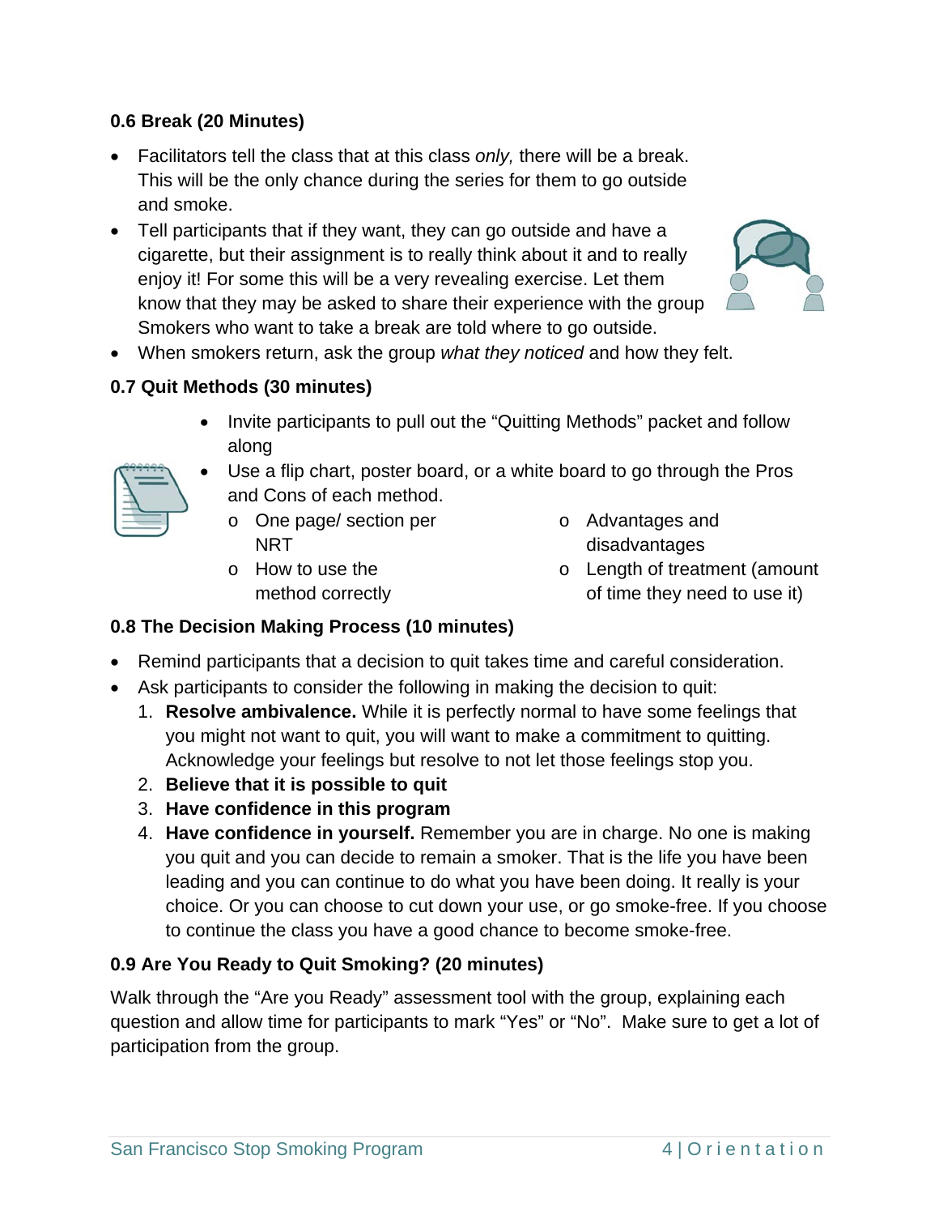**0.6 Break (20 Minutes)**

- Facilitators tell the class that at this class *only,* there will be a break. This will be the only chance during the series for them to go outside and smoke.
- Tell participants that if they want, they can go outside and have a cigarette, but their assignment is to really think about it and to really enjoy it! For some this will be a very revealing exercise. Let them know that they may be asked to share their experience with the group Smokers who want to take a break are told where to go outside.
- When smokers return, ask the group *what they noticed* and how they felt.

**0.7 Quit Methods (30 minutes)**

- Invite participants to pull out the "Quitting Methods" packet and follow along
- Use a flip chart, poster board, or a white board to go through the Pros and Cons of each method.
  - One page/ section per NRT
  - How to use the method correctly
  - Advantages and disadvantages
  - Length of treatment (amount of time they need to use it)

**0.8 The Decision Making Process (10 minutes)**

- Remind participants that a decision to quit takes time and careful consideration.
- Ask participants to consider the following in making the decision to quit:
  1. **Resolve ambivalence.** While it is perfectly normal to have some feelings that you might not want to quit, you will want to make a commitment to quitting. Acknowledge your feelings but resolve to not let those feelings stop you.
  2. **Believe that it is possible to quit**
  3. **Have confidence in this program**
  4. **Have confidence in yourself.** Remember you are in charge. No one is making you quit and you can decide to remain a smoker. That is the life you have been leading and you can continue to do what you have been doing. It really is your choice. Or you can choose to cut down your use, or go smoke-free. If you choose to continue the class you have a good chance to become smoke-free.

**0.9 Are You Ready to Quit Smoking? (20 minutes)**

Walk through the "Are you Ready" assessment tool with the group, explaining each question and allow time for participants to mark "Yes" or "No". Make sure to get a lot of participation from the group.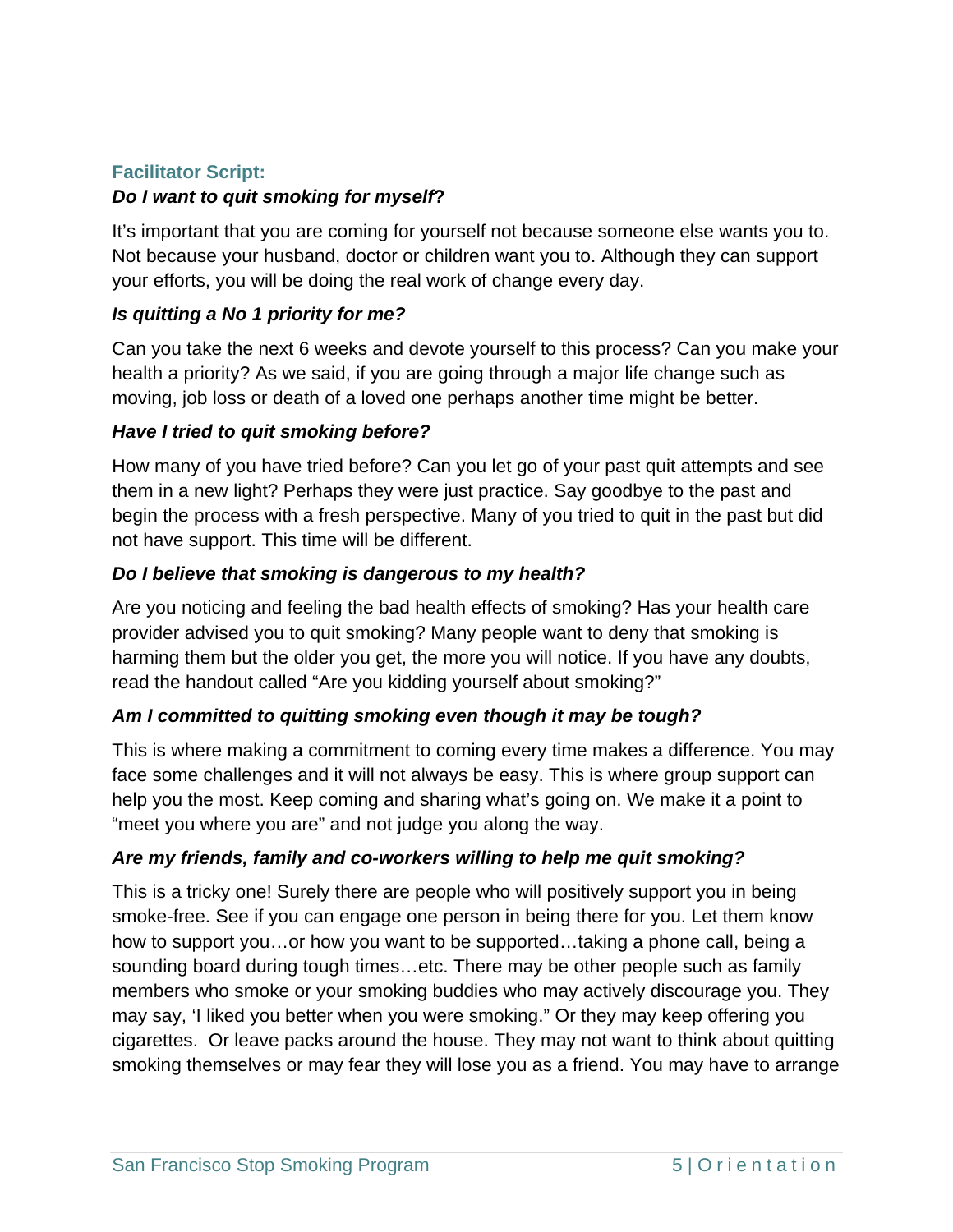**Facilitator Script:**

***Do I want to quit smoking for myself?***

It's important that you are coming for yourself not because someone else wants you to. Not because your husband, doctor or children want you to. Although they can support your efforts, you will be doing the real work of change every day.

***Is quitting a No 1 priority for me?***

Can you take the next 6 weeks and devote yourself to this process? Can you make your health a priority? As we said, if you are going through a major life change such as moving, job loss or death of a loved one perhaps another time might be better.

***Have I tried to quit smoking before?***

How many of you have tried before? Can you let go of your past quit attempts and see them in a new light? Perhaps they were just practice. Say goodbye to the past and begin the process with a fresh perspective. Many of you tried to quit in the past but did not have support. This time will be different.

***Do I believe that smoking is dangerous to my health?***

Are you noticing and feeling the bad health effects of smoking? Has your health care provider advised you to quit smoking? Many people want to deny that smoking is harming them but the older you get, the more you will notice. If you have any doubts, read the handout called "Are you kidding yourself about smoking?"

***Am I committed to quitting smoking even though it may be tough?***

This is where making a commitment to coming every time makes a difference. You may face some challenges and it will not always be easy. This is where group support can help you the most. Keep coming and sharing what's going on. We make it a point to "meet you where you are" and not judge you along the way.

***Are my friends, family and co-workers willing to help me quit smoking?***

This is a tricky one! Surely there are people who will positively support you in being smoke-free. See if you can engage one person in being there for you. Let them know how to support you…or how you want to be supported…taking a phone call, being a sounding board during tough times…etc. There may be other people such as family members who smoke or your smoking buddies who may actively discourage you. They may say, 'I liked you better when you were smoking." Or they may keep offering you cigarettes. Or leave packs around the house. They may not want to think about quitting smoking themselves or may fear they will lose you as a friend. You may have to arrange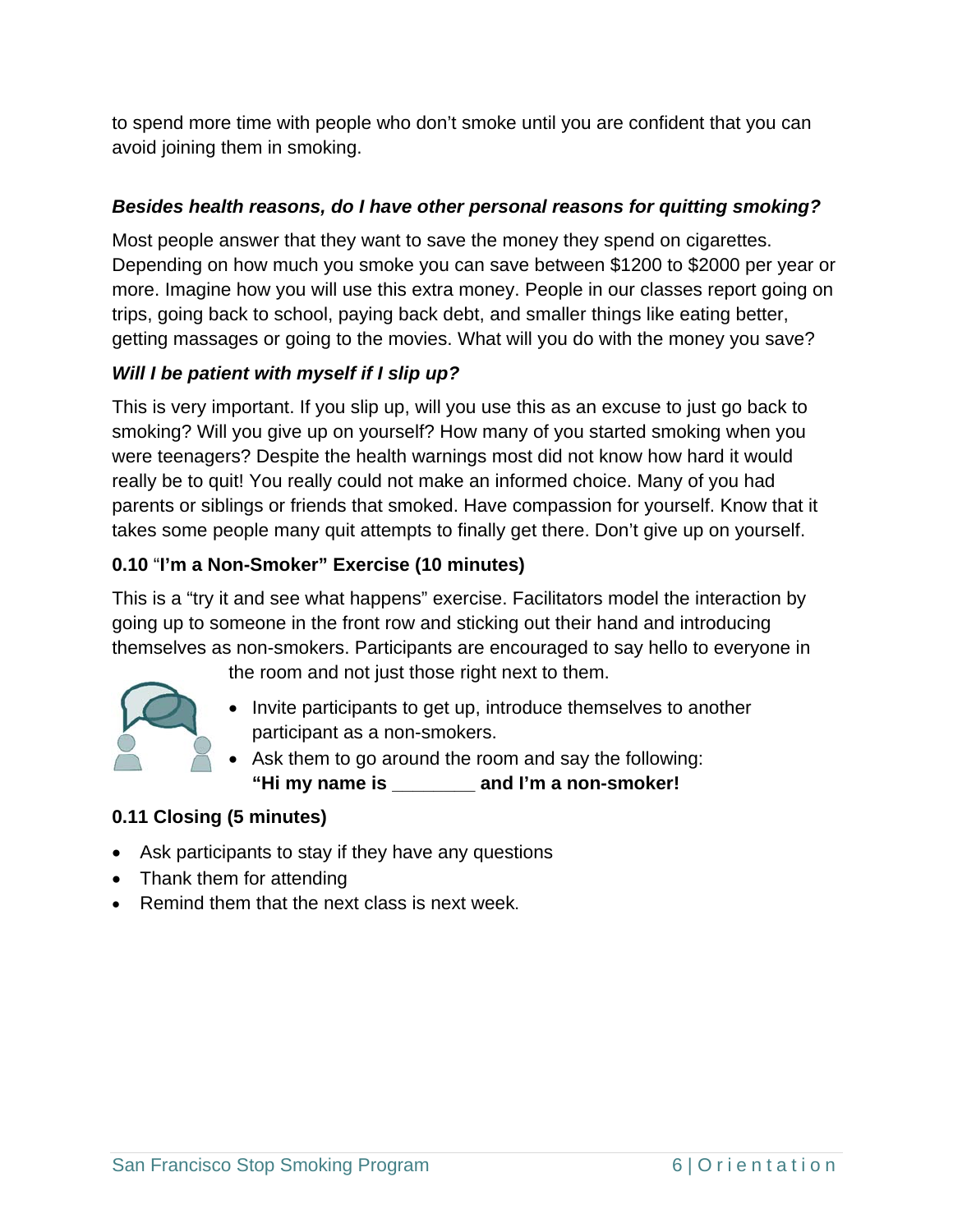to spend more time with people who don't smoke until you are confident that you can avoid joining them in smoking.

***Besides health reasons, do I have other personal reasons for quitting smoking?***

Most people answer that they want to save the money they spend on cigarettes. Depending on how much you smoke you can save between $1200 to $2000 per year or more. Imagine how you will use this extra money. People in our classes report going on trips, going back to school, paying back debt, and smaller things like eating better, getting massages or going to the movies. What will you do with the money you save?

***Will I be patient with myself if I slip up?***

This is very important. If you slip up, will you use this as an excuse to just go back to smoking? Will you give up on yourself? How many of you started smoking when you were teenagers? Despite the health warnings most did not know how hard it would really be to quit! You really could not make an informed choice. Many of you had parents or siblings or friends that smoked. Have compassion for yourself. Know that it takes some people many quit attempts to finally get there. Don't give up on yourself.

**0.10 "I'm a Non-Smoker" Exercise (10 minutes)**

This is a "try it and see what happens" exercise. Facilitators model the interaction by going up to someone in the front row and sticking out their hand and introducing themselves as non-smokers. Participants are encouraged to say hello to everyone in the room and not just those right next to them.

- Invite participants to get up, introduce themselves to another participant as a non-smokers.
- Ask them to go around the room and say the following: **"Hi my name is ________ and I'm a non-smoker!**

**0.11 Closing (5 minutes)**

- Ask participants to stay if they have any questions
- Thank them for attending
- Remind them that the next class is next week.